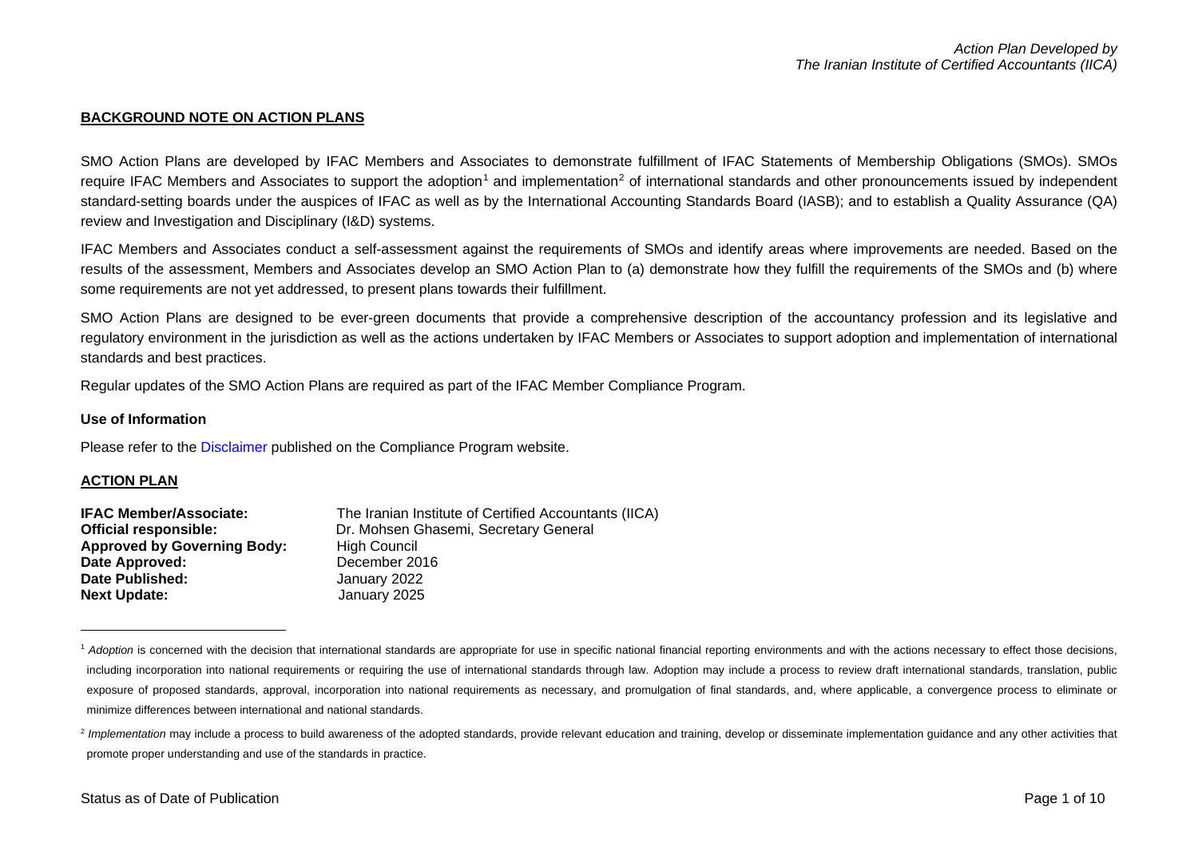## BACKGROUND NOTE ON ACTION PLANS

SMO Action Plans are developed by IFAC Members and Associates to demonstrate fulfillment of IFAC Statements of Membership Obligations (SMOs). SMOs require IFAC Members and Associates to support the adoption[1] and implementation[2] of international standards and other pronouncements issued by independent standard-setting boards under the auspices of IFAC as well as by the International Accounting Standards Board (IASB); and to establish a Quality Assurance (QA) review and Investigation and Disciplinary (I&D) systems.

IFAC Members and Associates conduct a self-assessment against the requirements of SMOs and identify areas where improvements are needed. Based on the results of the assessment, Members and Associates develop an SMO Action Plan to (a) demonstrate how they fulfill the requirements of the SMOs and (b) where some requirements are not yet addressed, to present plans towards their fulfillment.

SMO Action Plans are designed to be ever-green documents that provide a comprehensive description of the accountancy profession and its legislative and regulatory environment in the jurisdiction as well as the actions undertaken by IFAC Members or Associates to support adoption and implementation of international standards and best practices.

Regular updates of the SMO Action Plans are required as part of the IFAC Member Compliance Program.

### Use of Information

Please refer to the Disclaimer published on the Compliance Program website.

## ACTION PLAN

| | |
|---|---|
| **IFAC Member/Associate:** | The Iranian Institute of Certified Accountants (IICA) |
| **Official responsible:** | Dr. Mohsen Ghasemi, Secretary General |
| **Approved by Governing Body:** | High Council |
| **Date Approved:** | December 2016 |
| **Date Published:** | January 2022 |
| **Next Update:** | January 2025 |

---

[1] *Adoption* is concerned with the decision that international standards are appropriate for use in specific national financial reporting environments and with the actions necessary to effect those decisions, including incorporation into national requirements or requiring the use of international standards through law. Adoption may include a process to review draft international standards, translation, public exposure of proposed standards, approval, incorporation into national requirements as necessary, and promulgation of final standards, and, where applicable, a convergence process to eliminate or minimize differences between international and national standards.

[2] *Implementation* may include a process to build awareness of the adopted standards, provide relevant education and training, develop or disseminate implementation guidance and any other activities that promote proper understanding and use of the standards in practice.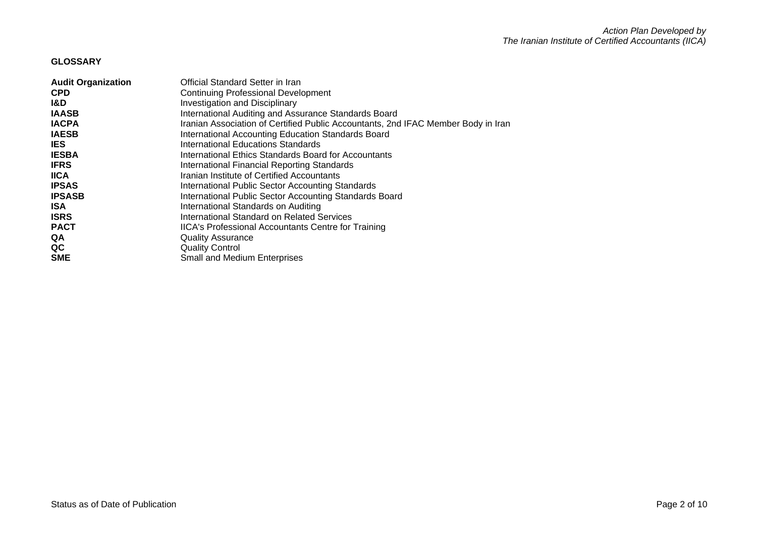**GLOSSARY**

| | |
|---|---|
| **Audit Organization** | Official Standard Setter in Iran |
| **CPD** | Continuing Professional Development |
| **I&D** | Investigation and Disciplinary |
| **IAASB** | International Auditing and Assurance Standards Board |
| **IACPA** | Iranian Association of Certified Public Accountants, 2nd IFAC Member Body in Iran |
| **IAESB** | International Accounting Education Standards Board |
| **IES** | International Educations Standards |
| **IESBA** | International Ethics Standards Board for Accountants |
| **IFRS** | International Financial Reporting Standards |
| **IICA** | Iranian Institute of Certified Accountants |
| **IPSAS** | International Public Sector Accounting Standards |
| **IPSASB** | International Public Sector Accounting Standards Board |
| **ISA** | International Standards on Auditing |
| **ISRS** | International Standard on Related Services |
| **PACT** | IICA's Professional Accountants Centre for Training |
| **QA** | Quality Assurance |
| **QC** | Quality Control |
| **SME** | Small and Medium Enterprises |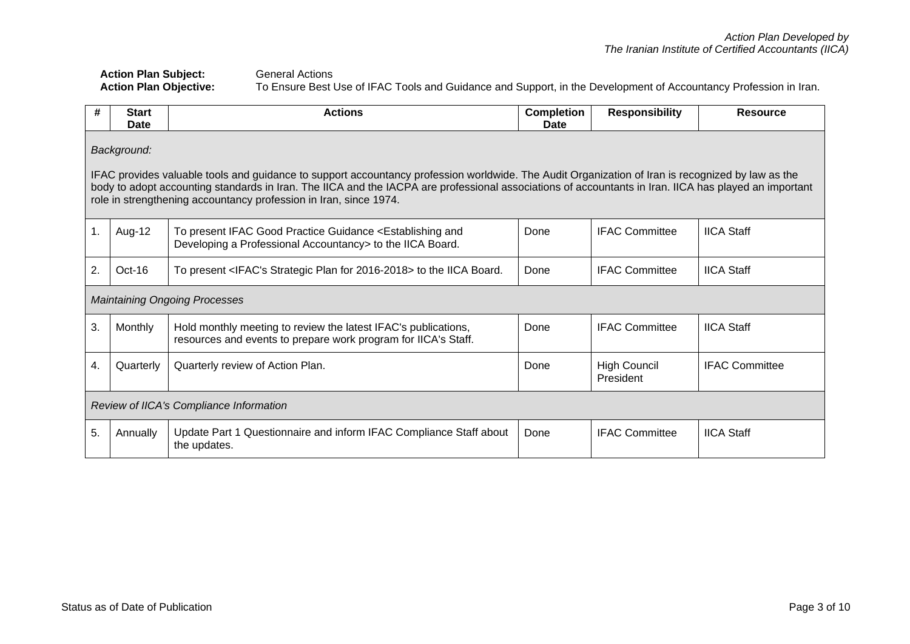*Action Plan Developed by*
*The Iranian Institute of Certified Accountants (IICA)*

**Action Plan Subject:** General Actions
**Action Plan Objective:** To Ensure Best Use of IFAC Tools and Guidance and Support, in the Development of Accountancy Profession in Iran.

| # | Start Date | Actions | Completion Date | Responsibility | Resource |
|---|---|---|---|---|---|
| *Background:*<br><br>IFAC provides valuable tools and guidance to support accountancy profession worldwide. The Audit Organization of Iran is recognized by law as the body to adopt accounting standards in Iran. The IICA and the IACPA are professional associations of accountants in Iran. IICA has played an important role in strengthening accountancy profession in Iran, since 1974. | | | | | |
| 1. | Aug-12 | To present IFAC Good Practice Guidance <Establishing and Developing a Professional Accountancy> to the IICA Board. | Done | IFAC Committee | IICA Staff |
| 2. | Oct-16 | To present <IFAC's Strategic Plan for 2016-2018> to the IICA Board. | Done | IFAC Committee | IICA Staff |
| *Maintaining Ongoing Processes* | | | | | |
| 3. | Monthly | Hold monthly meeting to review the latest IFAC's publications, resources and events to prepare work program for IICA's Staff. | Done | IFAC Committee | IICA Staff |
| 4. | Quarterly | Quarterly review of Action Plan. | Done | High Council President | IFAC Committee |
| *Review of IICA's Compliance Information* | | | | | |
| 5. | Annually | Update Part 1 Questionnaire and inform IFAC Compliance Staff about the updates. | Done | IFAC Committee | IICA Staff |

Status as of Date of Publication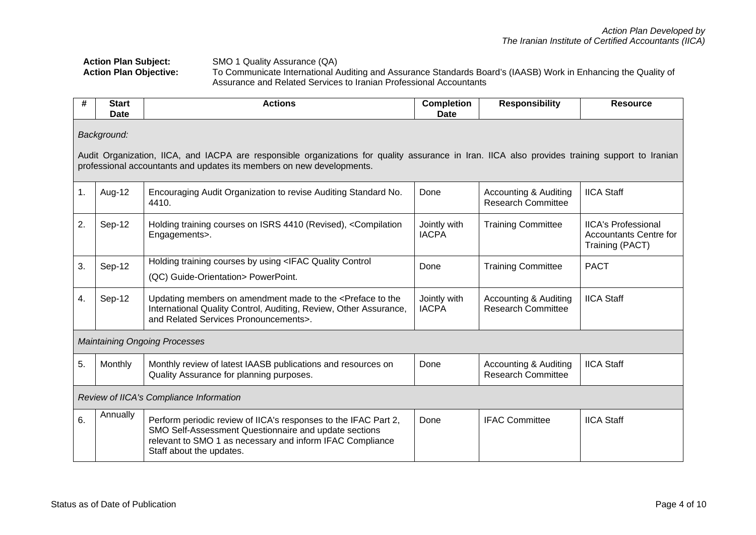**Action Plan Subject:** SMO 1 Quality Assurance (QA)

**Action Plan Objective:** To Communicate International Auditing and Assurance Standards Board's (IAASB) Work in Enhancing the Quality of Assurance and Related Services to Iranian Professional Accountants

| # | Start Date | Actions | Completion Date | Responsibility | Resource |
|---|---|---|---|---|---|
| *Background:*<br><br>Audit Organization, IICA, and IACPA are responsible organizations for quality assurance in Iran. IICA also provides training support to Iranian professional accountants and updates its members on new developments. | | | | | |
| 1. | Aug-12 | Encouraging Audit Organization to revise Auditing Standard No. 4410. | Done | Accounting & Auditing Research Committee | IICA Staff |
| 2. | Sep-12 | Holding training courses on ISRS 4410 (Revised), <Compilation Engagements>. | Jointly with IACPA | Training Committee | IICA's Professional Accountants Centre for Training (PACT) |
| 3. | Sep-12 | Holding training courses by using <IFAC Quality Control (QC) Guide-Orientation> PowerPoint. | Done | Training Committee | PACT |
| 4. | Sep-12 | Updating members on amendment made to the <Preface to the International Quality Control, Auditing, Review, Other Assurance, and Related Services Pronouncements>. | Jointly with IACPA | Accounting & Auditing Research Committee | IICA Staff |
| *Maintaining Ongoing Processes* | | | | | |
| 5. | Monthly | Monthly review of latest IAASB publications and resources on Quality Assurance for planning purposes. | Done | Accounting & Auditing Research Committee | IICA Staff |
| *Review of IICA's Compliance Information* | | | | | |
| 6. | Annually | Perform periodic review of IICA's responses to the IFAC Part 2, SMO Self-Assessment Questionnaire and update sections relevant to SMO 1 as necessary and inform IFAC Compliance Staff about the updates. | Done | IFAC Committee | IICA Staff |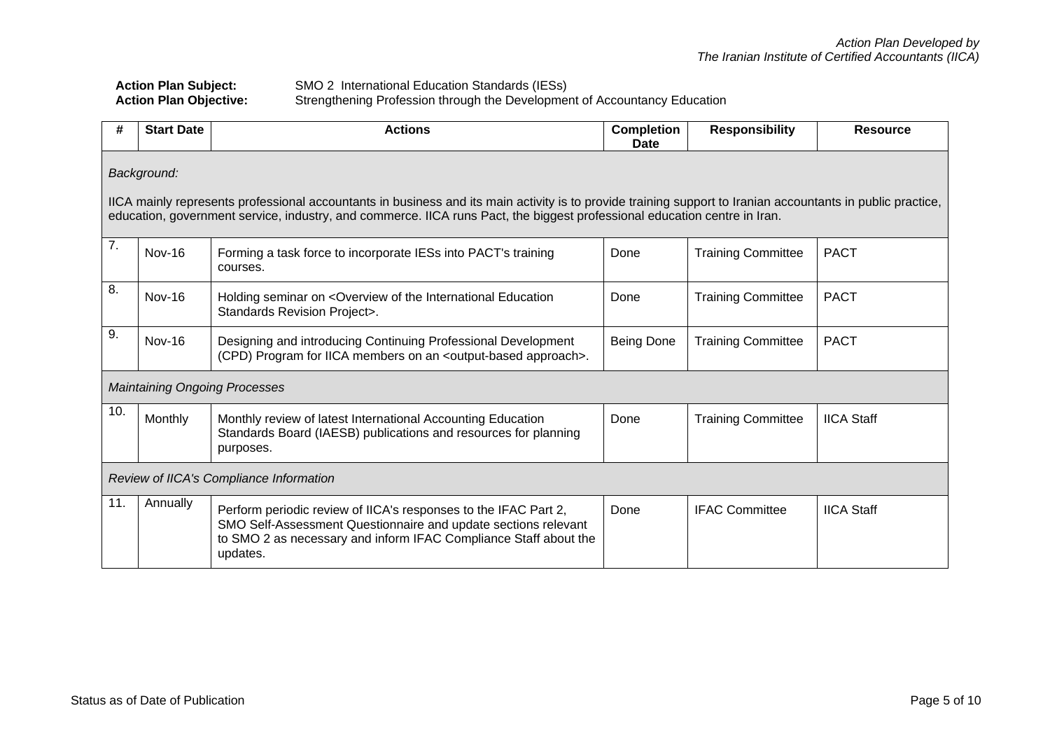**Action Plan Subject:** SMO 2 International Education Standards (IESs)
**Action Plan Objective:** Strengthening Profession through the Development of Accountancy Education

| # | Start Date | Actions | Completion Date | Responsibility | Resource |
|---|---|---|---|---|---|
| *Background:*<br><br>IICA mainly represents professional accountants in business and its main activity is to provide training support to Iranian accountants in public practice, education, government service, industry, and commerce. IICA runs Pact, the biggest professional education centre in Iran. | | | | | |
| 7. | Nov-16 | Forming a task force to incorporate IESs into PACT's training courses. | Done | Training Committee | PACT |
| 8. | Nov-16 | Holding seminar on <Overview of the International Education Standards Revision Project>. | Done | Training Committee | PACT |
| 9. | Nov-16 | Designing and introducing Continuing Professional Development (CPD) Program for IICA members on an <output-based approach>. | Being Done | Training Committee | PACT |
| *Maintaining Ongoing Processes* | | | | | |
| 10. | Monthly | Monthly review of latest International Accounting Education Standards Board (IAESB) publications and resources for planning purposes. | Done | Training Committee | IICA Staff |
| *Review of IICA's Compliance Information* | | | | | |
| 11. | Annually | Perform periodic review of IICA's responses to the IFAC Part 2, SMO Self-Assessment Questionnaire and update sections relevant to SMO 2 as necessary and inform IFAC Compliance Staff about the updates. | Done | IFAC Committee | IICA Staff |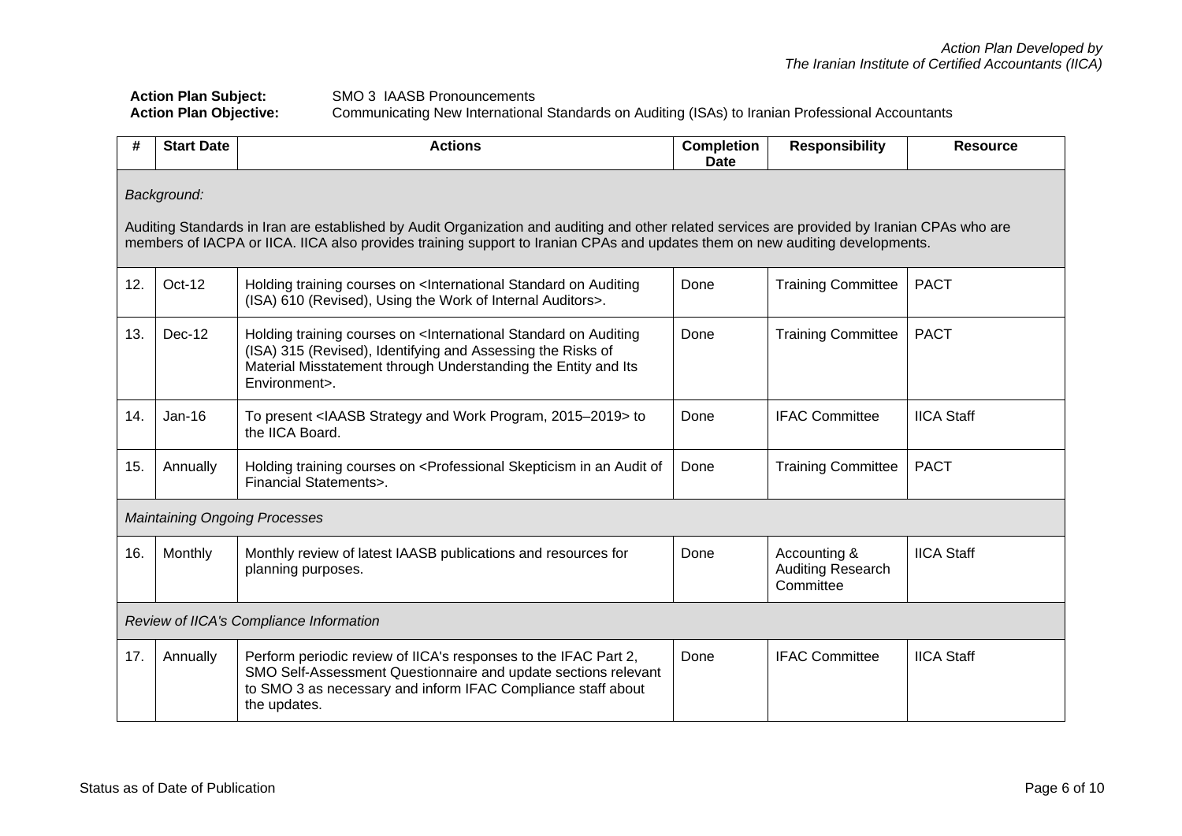*Action Plan Developed by*
*The Iranian Institute of Certified Accountants (IICA)*

**Action Plan Subject:** SMO 3 IAASB Pronouncements
**Action Plan Objective:** Communicating New International Standards on Auditing (ISAs) to Iranian Professional Accountants

| # | Start Date | Actions | Completion Date | Responsibility | Resource |
|---|---|---|---|---|---|
| *Background:*<br><br>Auditing Standards in Iran are established by Audit Organization and auditing and other related services are provided by Iranian CPAs who are members of IACPA or IICA. IICA also provides training support to Iranian CPAs and updates them on new auditing developments. | | | | | |
| 12. | Oct-12 | Holding training courses on <International Standard on Auditing (ISA) 610 (Revised), Using the Work of Internal Auditors>. | Done | Training Committee | PACT |
| 13. | Dec-12 | Holding training courses on <International Standard on Auditing (ISA) 315 (Revised), Identifying and Assessing the Risks of Material Misstatement through Understanding the Entity and Its Environment>. | Done | Training Committee | PACT |
| 14. | Jan-16 | To present <IAASB Strategy and Work Program, 2015–2019> to the IICA Board. | Done | IFAC Committee | IICA Staff |
| 15. | Annually | Holding training courses on <Professional Skepticism in an Audit of Financial Statements>. | Done | Training Committee | PACT |
| *Maintaining Ongoing Processes* | | | | | |
| 16. | Monthly | Monthly review of latest IAASB publications and resources for planning purposes. | Done | Accounting & Auditing Research Committee | IICA Staff |
| *Review of IICA's Compliance Information* | | | | | |
| 17. | Annually | Perform periodic review of IICA's responses to the IFAC Part 2, SMO Self-Assessment Questionnaire and update sections relevant to SMO 3 as necessary and inform IFAC Compliance staff about the updates. | Done | IFAC Committee | IICA Staff |

Status as of Date of Publication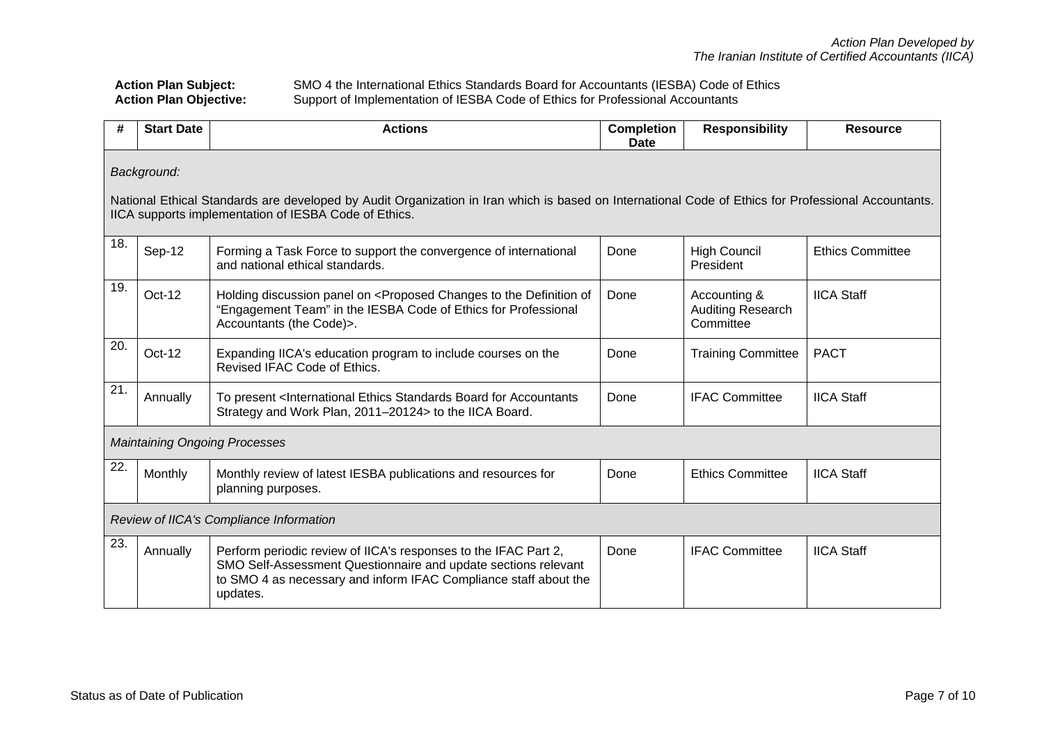**Action Plan Subject:** SMO 4 the International Ethics Standards Board for Accountants (IESBA) Code of Ethics
**Action Plan Objective:** Support of Implementation of IESBA Code of Ethics for Professional Accountants

| # | Start Date | Actions | Completion Date | Responsibility | Resource |
|---|---|---|---|---|---|
| *Background:*<br><br>National Ethical Standards are developed by Audit Organization in Iran which is based on International Code of Ethics for Professional Accountants. IICA supports implementation of IESBA Code of Ethics. | | | | | |
| 18. | Sep-12 | Forming a Task Force to support the convergence of international and national ethical standards. | Done | High Council President | Ethics Committee |
| 19. | Oct-12 | Holding discussion panel on <Proposed Changes to the Definition of "Engagement Team" in the IESBA Code of Ethics for Professional Accountants (the Code)>. | Done | Accounting & Auditing Research Committee | IICA Staff |
| 20. | Oct-12 | Expanding IICA's education program to include courses on the Revised IFAC Code of Ethics. | Done | Training Committee | PACT |
| 21. | Annually | To present <International Ethics Standards Board for Accountants Strategy and Work Plan, 2011–20124> to the IICA Board. | Done | IFAC Committee | IICA Staff |
| *Maintaining Ongoing Processes* | | | | | |
| 22. | Monthly | Monthly review of latest IESBA publications and resources for planning purposes. | Done | Ethics Committee | IICA Staff |
| *Review of IICA's Compliance Information* | | | | | |
| 23. | Annually | Perform periodic review of IICA's responses to the IFAC Part 2, SMO Self-Assessment Questionnaire and update sections relevant to SMO 4 as necessary and inform IFAC Compliance staff about the updates. | Done | IFAC Committee | IICA Staff |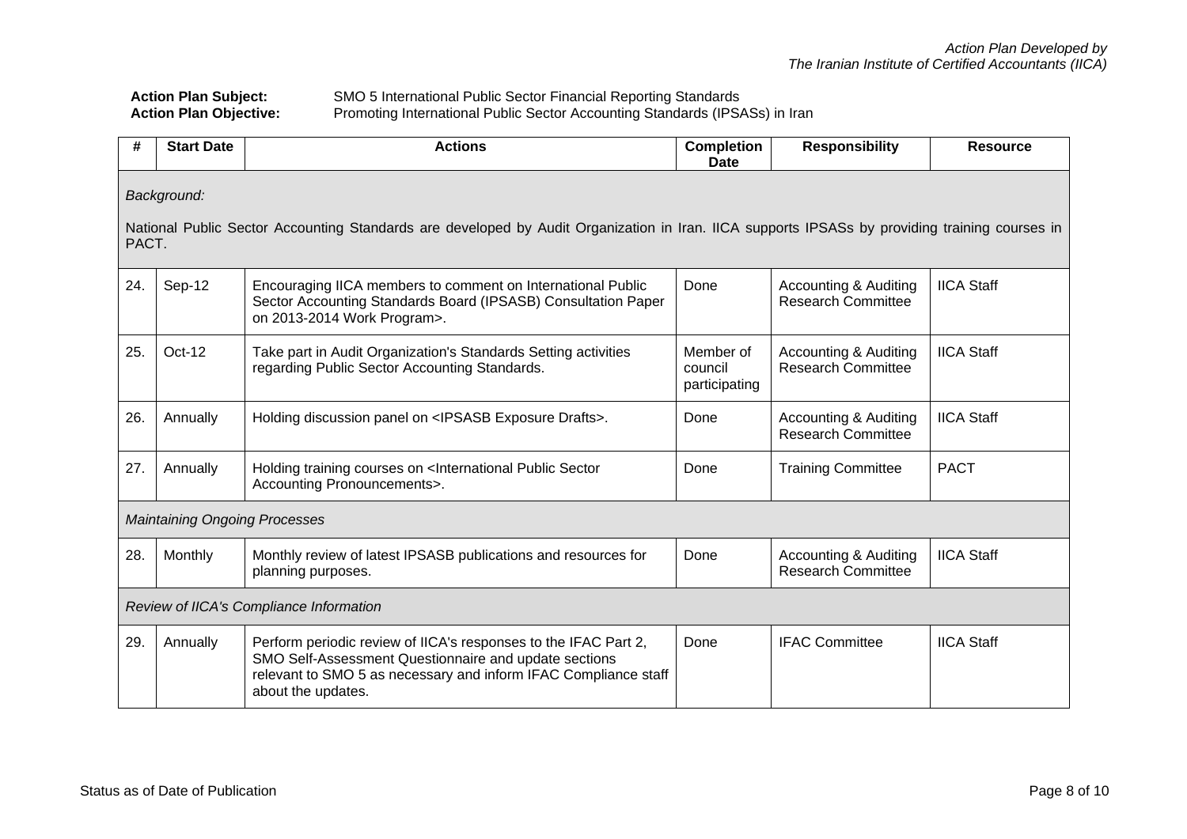**Action Plan Subject:** SMO 5 International Public Sector Financial Reporting Standards
**Action Plan Objective:** Promoting International Public Sector Accounting Standards (IPSASs) in Iran

| # | Start Date | Actions | Completion Date | Responsibility | Resource |
|---|---|---|---|---|---|
| *Background:*<br><br>National Public Sector Accounting Standards are developed by Audit Organization in Iran. IICA supports IPSASs by providing training courses in PACT. | | | | | |
| 24. | Sep-12 | Encouraging IICA members to comment on International Public Sector Accounting Standards Board (IPSASB) Consultation Paper on 2013-2014 Work Program>. | Done | Accounting & Auditing Research Committee | IICA Staff |
| 25. | Oct-12 | Take part in Audit Organization's Standards Setting activities regarding Public Sector Accounting Standards. | Member of council participating | Accounting & Auditing Research Committee | IICA Staff |
| 26. | Annually | Holding discussion panel on <IPSASB Exposure Drafts>. | Done | Accounting & Auditing Research Committee | IICA Staff |
| 27. | Annually | Holding training courses on <International Public Sector Accounting Pronouncements>. | Done | Training Committee | PACT |
| *Maintaining Ongoing Processes* | | | | | |
| 28. | Monthly | Monthly review of latest IPSASB publications and resources for planning purposes. | Done | Accounting & Auditing Research Committee | IICA Staff |
| *Review of IICA's Compliance Information* | | | | | |
| 29. | Annually | Perform periodic review of IICA's responses to the IFAC Part 2, SMO Self-Assessment Questionnaire and update sections relevant to SMO 5 as necessary and inform IFAC Compliance staff about the updates. | Done | IFAC Committee | IICA Staff |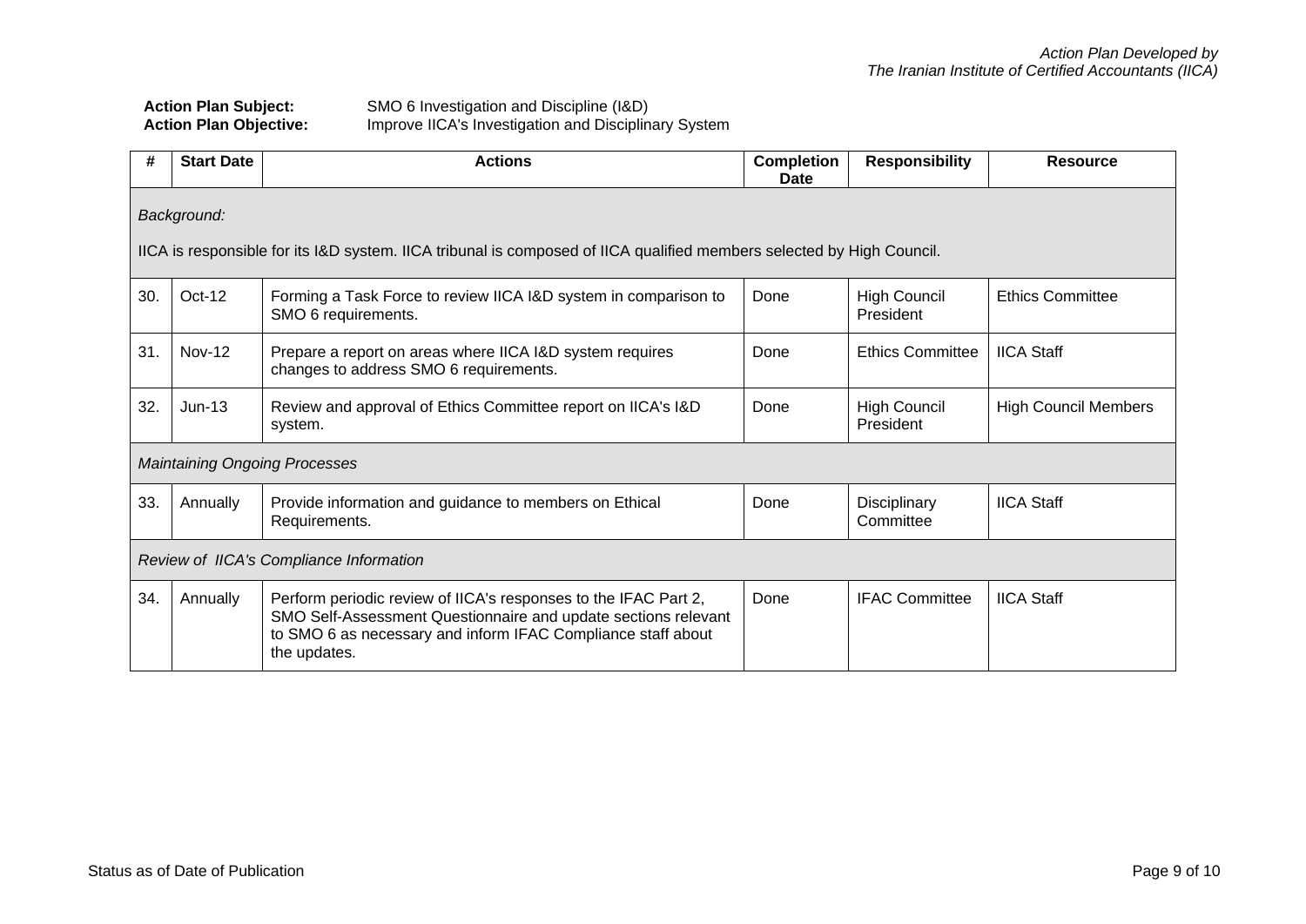**Action Plan Subject:** SMO 6 Investigation and Discipline (I&D)
**Action Plan Objective:** Improve IICA's Investigation and Disciplinary System

| # | Start Date | Actions | Completion Date | Responsibility | Resource |
|---|---|---|---|---|---|
| *Background:*<br><br>IICA is responsible for its I&D system. IICA tribunal is composed of IICA qualified members selected by High Council. | | | | | |
| 30. | Oct-12 | Forming a Task Force to review IICA I&D system in comparison to SMO 6 requirements. | Done | High Council President | Ethics Committee |
| 31. | Nov-12 | Prepare a report on areas where IICA I&D system requires changes to address SMO 6 requirements. | Done | Ethics Committee | IICA Staff |
| 32. | Jun-13 | Review and approval of Ethics Committee report on IICA's I&D system. | Done | High Council President | High Council Members |
| *Maintaining Ongoing Processes* | | | | | |
| 33. | Annually | Provide information and guidance to members on Ethical Requirements. | Done | Disciplinary Committee | IICA Staff |
| *Review of IICA's Compliance Information* | | | | | |
| 34. | Annually | Perform periodic review of IICA's responses to the IFAC Part 2, SMO Self-Assessment Questionnaire and update sections relevant to SMO 6 as necessary and inform IFAC Compliance staff about the updates. | Done | IFAC Committee | IICA Staff |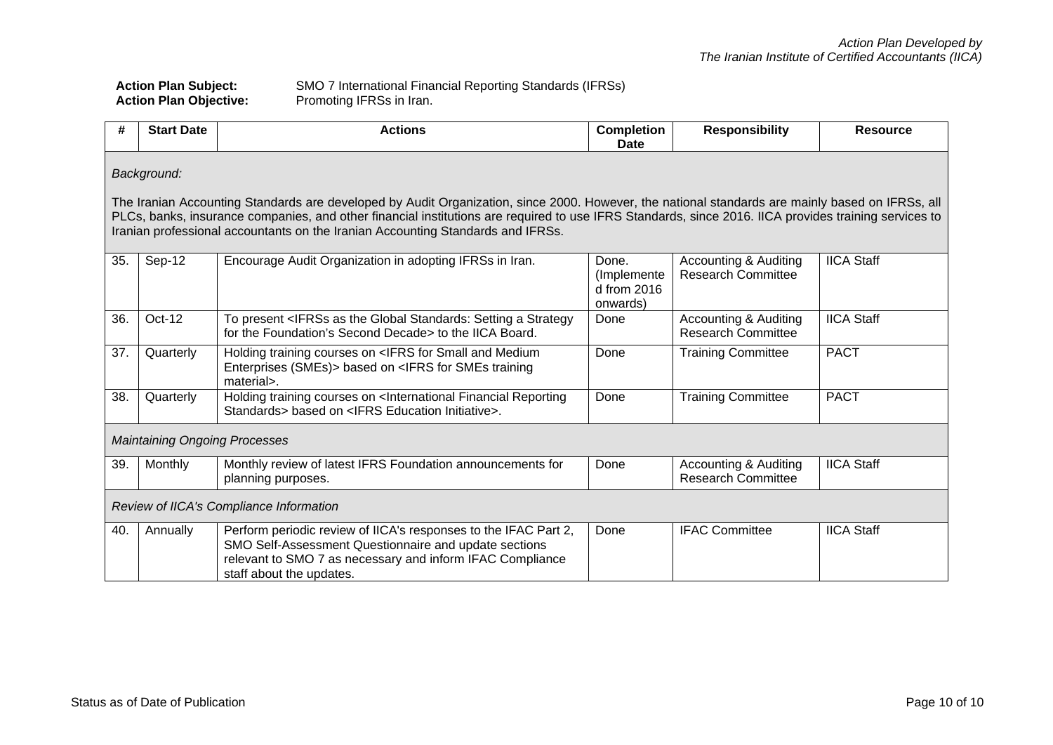*Action Plan Developed by*
*The Iranian Institute of Certified Accountants (IICA)*

**Action Plan Subject:** SMO 7 International Financial Reporting Standards (IFRSs)
**Action Plan Objective:** Promoting IFRSs in Iran.

| # | Start Date | Actions | Completion Date | Responsibility | Resource |
|---|---|---|---|---|---|
| *Background:*<br><br>The Iranian Accounting Standards are developed by Audit Organization, since 2000. However, the national standards are mainly based on IFRSs, all PLCs, banks, insurance companies, and other financial institutions are required to use IFRS Standards, since 2016. IICA provides training services to Iranian professional accountants on the Iranian Accounting Standards and IFRSs. | | | | | |
| 35. | Sep-12 | Encourage Audit Organization in adopting IFRSs in Iran. | Done. (Implemented from 2016 onwards) | Accounting & Auditing Research Committee | IICA Staff |
| 36. | Oct-12 | To present <IFRSs as the Global Standards: Setting a Strategy for the Foundation's Second Decade> to the IICA Board. | Done | Accounting & Auditing Research Committee | IICA Staff |
| 37. | Quarterly | Holding training courses on <IFRS for Small and Medium Enterprises (SMEs)> based on <IFRS for SMEs training material>. | Done | Training Committee | PACT |
| 38. | Quarterly | Holding training courses on <International Financial Reporting Standards> based on <IFRS Education Initiative>. | Done | Training Committee | PACT |
| *Maintaining Ongoing Processes* | | | | | |
| 39. | Monthly | Monthly review of latest IFRS Foundation announcements for planning purposes. | Done | Accounting & Auditing Research Committee | IICA Staff |
| *Review of IICA's Compliance Information* | | | | | |
| 40. | Annually | Perform periodic review of IICA's responses to the IFAC Part 2, SMO Self-Assessment Questionnaire and update sections relevant to SMO 7 as necessary and inform IFAC Compliance staff about the updates. | Done | IFAC Committee | IICA Staff |

Status as of Date of Publication